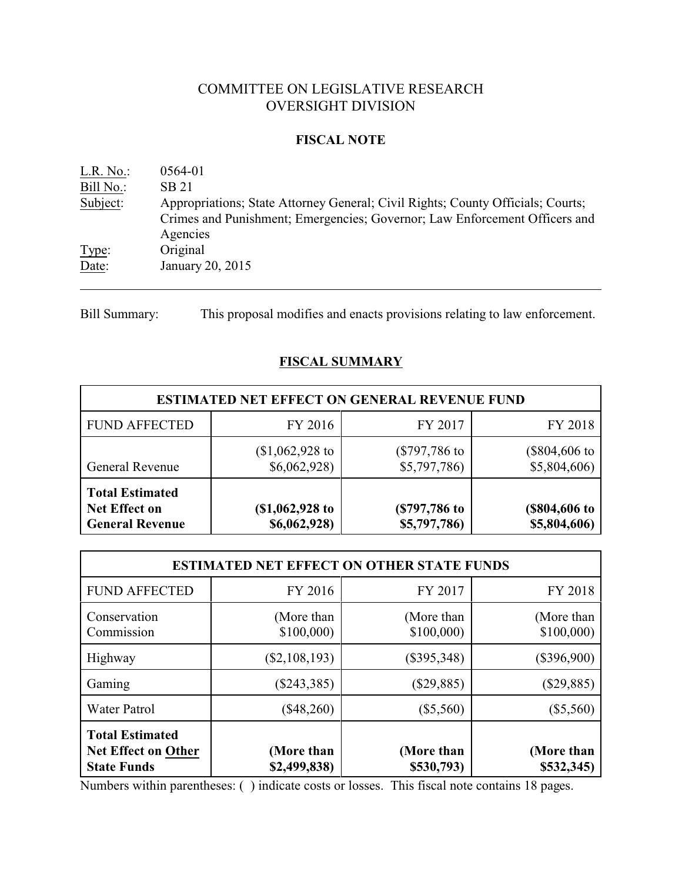# COMMITTEE ON LEGISLATIVE RESEARCH
# OVERSIGHT DIVISION

## FISCAL NOTE

L.R. No.: 0564-01
Bill No.: SB 21
Subject: Appropriations; State Attorney General; Civil Rights; County Officials; Courts; Crimes and Punishment; Emergencies; Governor; Law Enforcement Officers and Agencies
Type: Original
Date: January 20, 2015

---

Bill Summary: This proposal modifies and enacts provisions relating to law enforcement.

## FISCAL SUMMARY

| ESTIMATED NET EFFECT ON GENERAL REVENUE FUND | | | |
|---|---|---|---|
| FUND AFFECTED | FY 2016 | FY 2017 | FY 2018 |
| General Revenue | ($1,062,928 to $6,062,928) | ($797,786 to $5,797,786) | ($804,606 to $5,804,606) |
| **Total Estimated Net Effect on General Revenue** | **($1,062,928 to $6,062,928)** | **($797,786 to $5,797,786)** | **($804,606 to $5,804,606)** |

| ESTIMATED NET EFFECT ON OTHER STATE FUNDS | | | |
|---|---|---|---|
| FUND AFFECTED | FY 2016 | FY 2017 | FY 2018 |
| Conservation Commission | (More than $100,000) | (More than $100,000) | (More than $100,000) |
| Highway | ($2,108,193) | ($395,348) | ($396,900) |
| Gaming | ($243,385) | ($29,885) | ($29,885) |
| Water Patrol | ($48,260) | ($5,560) | ($5,560) |
| **Total Estimated Net Effect on Other State Funds** | **(More than $2,499,838)** | **(More than $530,793)** | **(More than $532,345)** |

Numbers within parentheses: ( ) indicate costs or losses. This fiscal note contains 18 pages.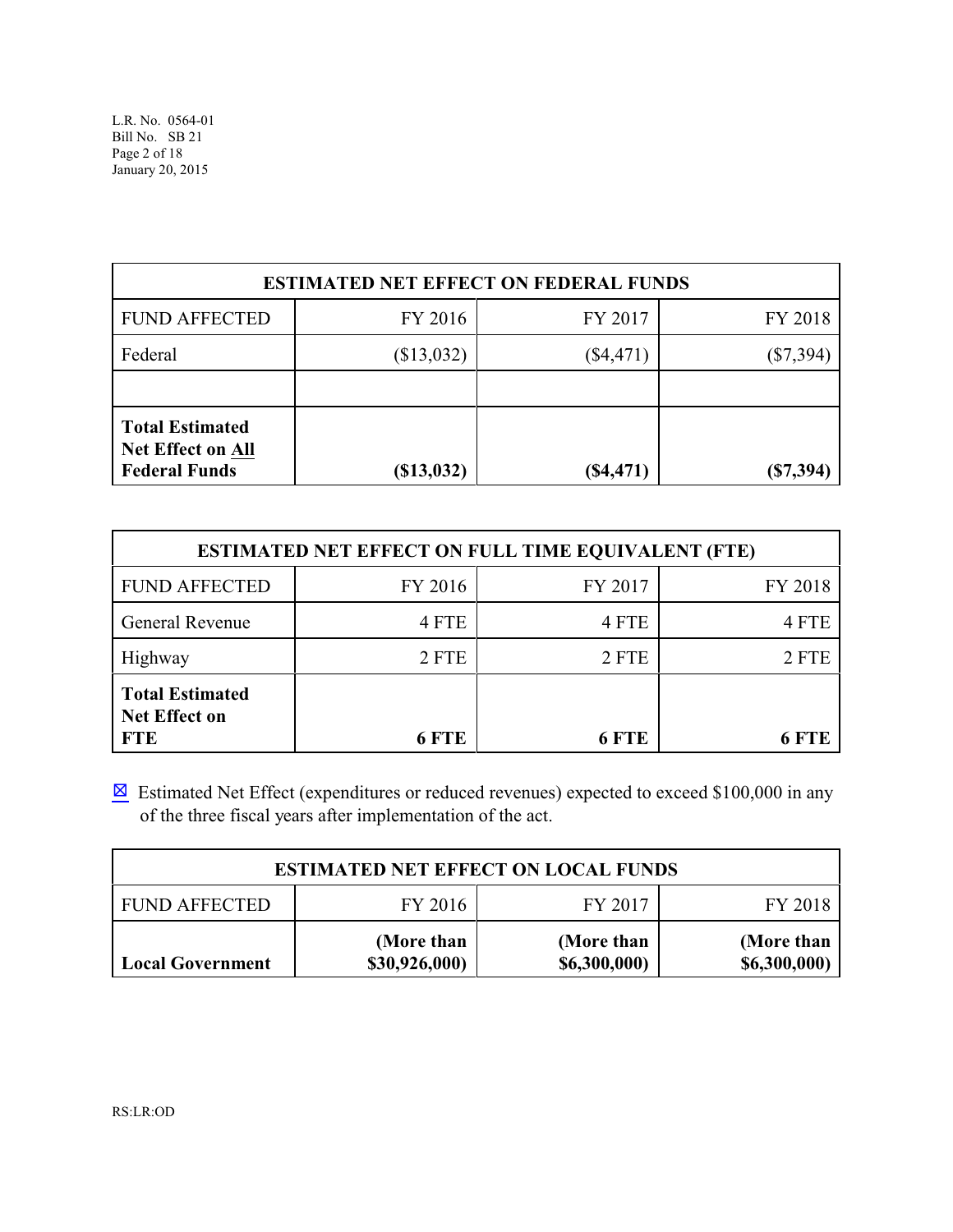| ESTIMATED NET EFFECT ON FEDERAL FUNDS | | | |
|---|---|---|---|
| FUND AFFECTED | FY 2016 | FY 2017 | FY 2018 |
| Federal | ($13,032) | ($4,471) | ($7,394) |
| | | | |
| **Total Estimated Net Effect on All Federal Funds** | **($13,032)** | **($4,471)** | **($7,394)** |

| ESTIMATED NET EFFECT ON FULL TIME EQUIVALENT (FTE) | | | |
|---|---|---|---|
| FUND AFFECTED | FY 2016 | FY 2017 | FY 2018 |
| General Revenue | 4 FTE | 4 FTE | 4 FTE |
| Highway | 2 FTE | 2 FTE | 2 FTE |
| **Total Estimated Net Effect on FTE** | **6 FTE** | **6 FTE** | **6 FTE** |

☒ Estimated Net Effect (expenditures or reduced revenues) expected to exceed $100,000 in any of the three fiscal years after implementation of the act.

| ESTIMATED NET EFFECT ON LOCAL FUNDS | | | |
|---|---|---|---|
| FUND AFFECTED | FY 2016 | FY 2017 | FY 2018 |
| **Local Government** | **(More than $30,926,000)** | **(More than $6,300,000)** | **(More than $6,300,000)** |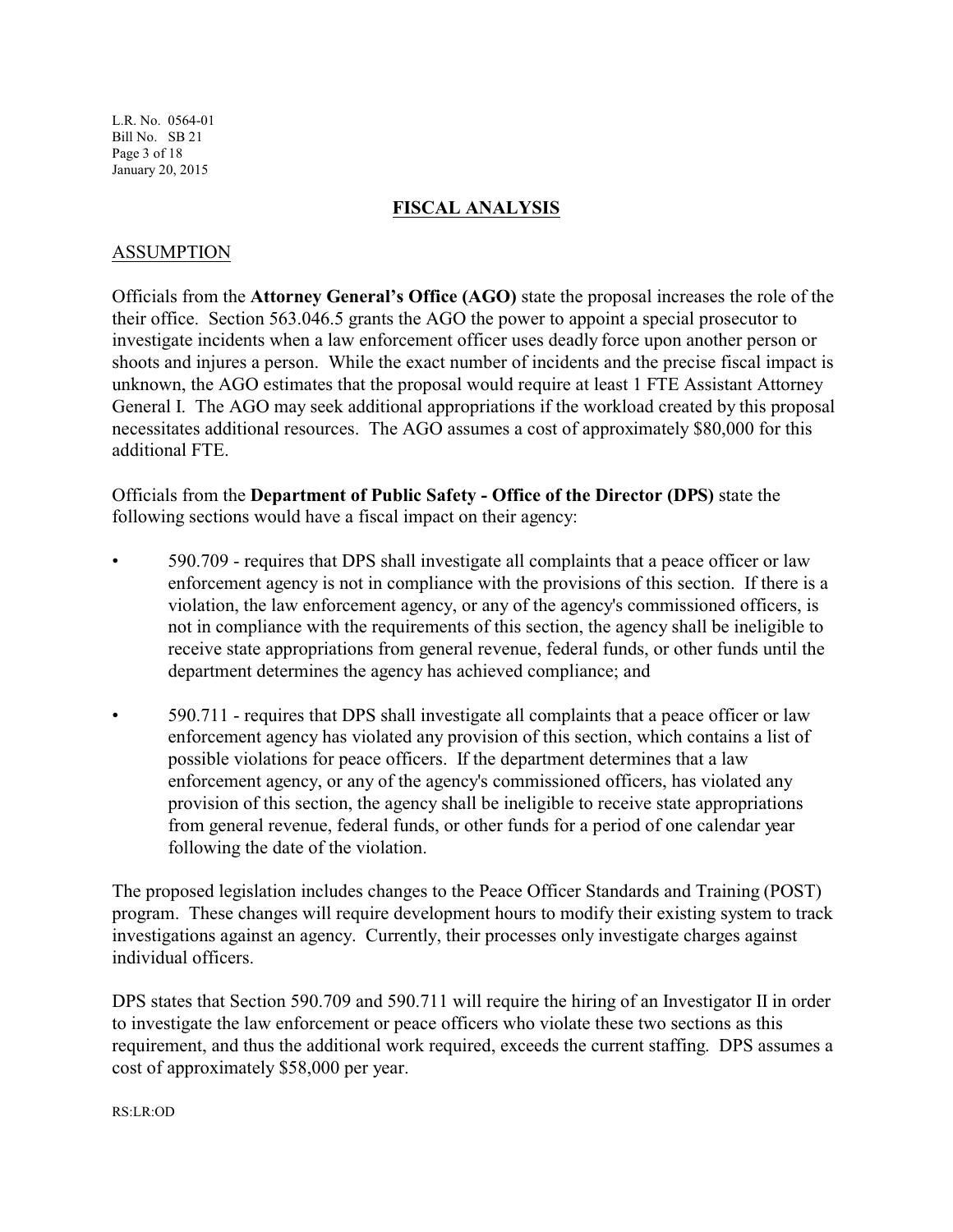## FISCAL ANALYSIS

### ASSUMPTION

Officials from the **Attorney General's Office (AGO)** state the proposal increases the role of the their office. Section 563.046.5 grants the AGO the power to appoint a special prosecutor to investigate incidents when a law enforcement officer uses deadly force upon another person or shoots and injures a person. While the exact number of incidents and the precise fiscal impact is unknown, the AGO estimates that the proposal would require at least 1 FTE Assistant Attorney General I. The AGO may seek additional appropriations if the workload created by this proposal necessitates additional resources. The AGO assumes a cost of approximately $80,000 for this additional FTE.

Officials from the **Department of Public Safety - Office of the Director (DPS)** state the following sections would have a fiscal impact on their agency:

- 590.709 - requires that DPS shall investigate all complaints that a peace officer or law enforcement agency is not in compliance with the provisions of this section. If there is a violation, the law enforcement agency, or any of the agency's commissioned officers, is not in compliance with the requirements of this section, the agency shall be ineligible to receive state appropriations from general revenue, federal funds, or other funds until the department determines the agency has achieved compliance; and
- 590.711 - requires that DPS shall investigate all complaints that a peace officer or law enforcement agency has violated any provision of this section, which contains a list of possible violations for peace officers. If the department determines that a law enforcement agency, or any of the agency's commissioned officers, has violated any provision of this section, the agency shall be ineligible to receive state appropriations from general revenue, federal funds, or other funds for a period of one calendar year following the date of the violation.

The proposed legislation includes changes to the Peace Officer Standards and Training (POST) program. These changes will require development hours to modify their existing system to track investigations against an agency. Currently, their processes only investigate charges against individual officers.

DPS states that Section 590.709 and 590.711 will require the hiring of an Investigator II in order to investigate the law enforcement or peace officers who violate these two sections as this requirement, and thus the additional work required, exceeds the current staffing. DPS assumes a cost of approximately $58,000 per year.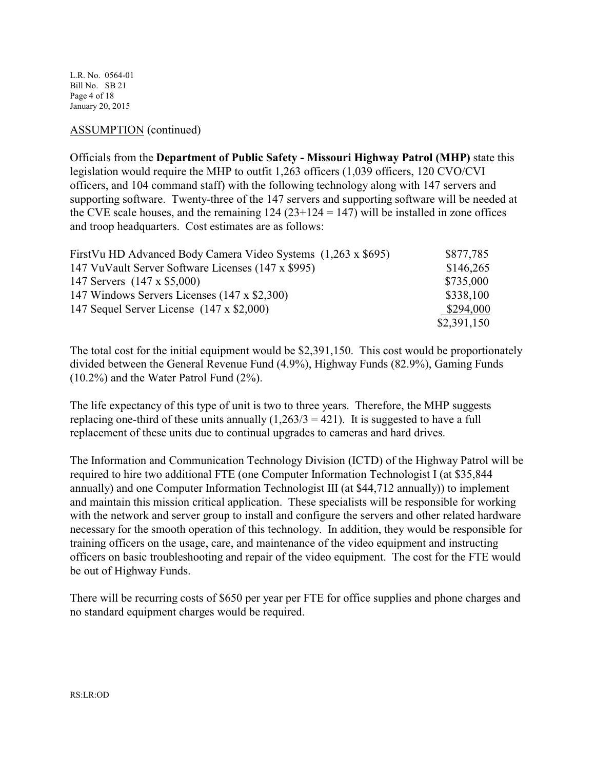ASSUMPTION (continued)

Officials from the **Department of Public Safety - Missouri Highway Patrol (MHP)** state this legislation would require the MHP to outfit 1,263 officers (1,039 officers, 120 CVO/CVI officers, and 104 command staff) with the following technology along with 147 servers and supporting software. Twenty-three of the 147 servers and supporting software will be needed at the CVE scale houses, and the remaining 124 (23+124 = 147) will be installed in zone offices and troop headquarters. Cost estimates are as follows:

| | |
|---|---|
| FirstVu HD Advanced Body Camera Video Systems (1,263 x $695) | $877,785 |
| 147 VuVault Server Software Licenses (147 x $995) | $146,265 |
| 147 Servers (147 x $5,000) | $735,000 |
| 147 Windows Servers Licenses (147 x $2,300) | $338,100 |
| 147 Sequel Server License (147 x $2,000) | $294,000 |
| | $2,391,150 |

The total cost for the initial equipment would be $2,391,150. This cost would be proportionately divided between the General Revenue Fund (4.9%), Highway Funds (82.9%), Gaming Funds (10.2%) and the Water Patrol Fund (2%).

The life expectancy of this type of unit is two to three years. Therefore, the MHP suggests replacing one-third of these units annually (1,263/3 = 421). It is suggested to have a full replacement of these units due to continual upgrades to cameras and hard drives.

The Information and Communication Technology Division (ICTD) of the Highway Patrol will be required to hire two additional FTE (one Computer Information Technologist I (at $35,844 annually) and one Computer Information Technologist III (at $44,712 annually)) to implement and maintain this mission critical application. These specialists will be responsible for working with the network and server group to install and configure the servers and other related hardware necessary for the smooth operation of this technology. In addition, they would be responsible for training officers on the usage, care, and maintenance of the video equipment and instructing officers on basic troubleshooting and repair of the video equipment. The cost for the FTE would be out of Highway Funds.

There will be recurring costs of $650 per year per FTE for office supplies and phone charges and no standard equipment charges would be required.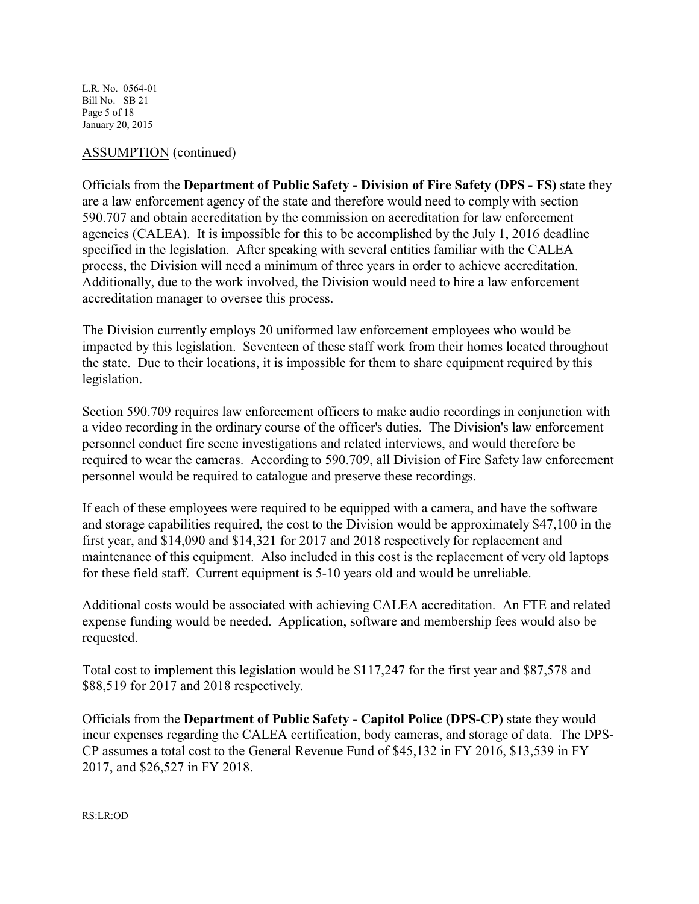ASSUMPTION (continued)

Officials from the **Department of Public Safety - Division of Fire Safety (DPS - FS)** state they are a law enforcement agency of the state and therefore would need to comply with section 590.707 and obtain accreditation by the commission on accreditation for law enforcement agencies (CALEA). It is impossible for this to be accomplished by the July 1, 2016 deadline specified in the legislation. After speaking with several entities familiar with the CALEA process, the Division will need a minimum of three years in order to achieve accreditation. Additionally, due to the work involved, the Division would need to hire a law enforcement accreditation manager to oversee this process.

The Division currently employs 20 uniformed law enforcement employees who would be impacted by this legislation. Seventeen of these staff work from their homes located throughout the state. Due to their locations, it is impossible for them to share equipment required by this legislation.

Section 590.709 requires law enforcement officers to make audio recordings in conjunction with a video recording in the ordinary course of the officer's duties. The Division's law enforcement personnel conduct fire scene investigations and related interviews, and would therefore be required to wear the cameras. According to 590.709, all Division of Fire Safety law enforcement personnel would be required to catalogue and preserve these recordings.

If each of these employees were required to be equipped with a camera, and have the software and storage capabilities required, the cost to the Division would be approximately $47,100 in the first year, and $14,090 and $14,321 for 2017 and 2018 respectively for replacement and maintenance of this equipment. Also included in this cost is the replacement of very old laptops for these field staff. Current equipment is 5-10 years old and would be unreliable.

Additional costs would be associated with achieving CALEA accreditation. An FTE and related expense funding would be needed. Application, software and membership fees would also be requested.

Total cost to implement this legislation would be $117,247 for the first year and $87,578 and $88,519 for 2017 and 2018 respectively.

Officials from the **Department of Public Safety - Capitol Police (DPS-CP)** state they would incur expenses regarding the CALEA certification, body cameras, and storage of data. The DPS-CP assumes a total cost to the General Revenue Fund of $45,132 in FY 2016, $13,539 in FY 2017, and $26,527 in FY 2018.

RS:LR:OD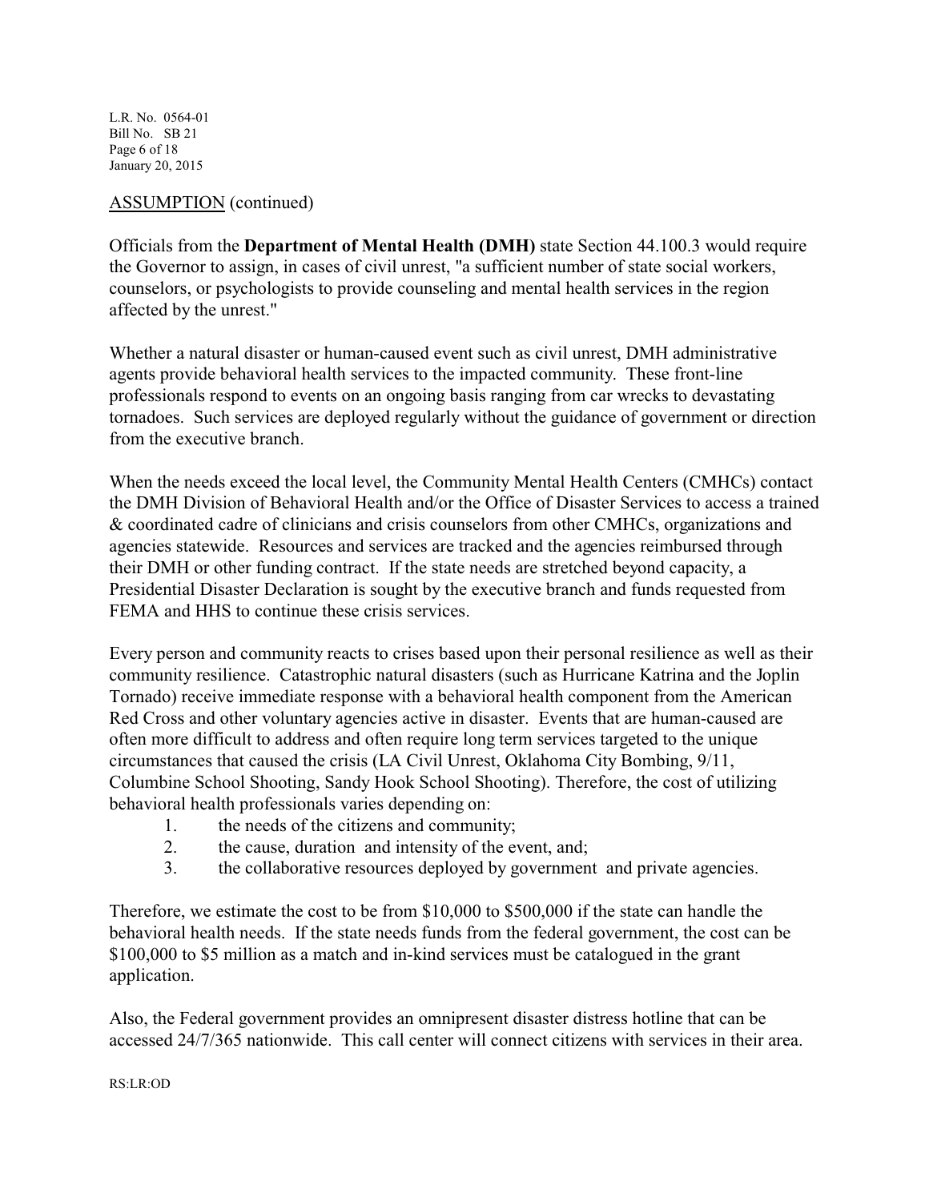ASSUMPTION (continued)

Officials from the **Department of Mental Health (DMH)** state Section 44.100.3 would require the Governor to assign, in cases of civil unrest, "a sufficient number of state social workers, counselors, or psychologists to provide counseling and mental health services in the region affected by the unrest."

Whether a natural disaster or human-caused event such as civil unrest, DMH administrative agents provide behavioral health services to the impacted community. These front-line professionals respond to events on an ongoing basis ranging from car wrecks to devastating tornadoes. Such services are deployed regularly without the guidance of government or direction from the executive branch.

When the needs exceed the local level, the Community Mental Health Centers (CMHCs) contact the DMH Division of Behavioral Health and/or the Office of Disaster Services to access a trained & coordinated cadre of clinicians and crisis counselors from other CMHCs, organizations and agencies statewide. Resources and services are tracked and the agencies reimbursed through their DMH or other funding contract. If the state needs are stretched beyond capacity, a Presidential Disaster Declaration is sought by the executive branch and funds requested from FEMA and HHS to continue these crisis services.

Every person and community reacts to crises based upon their personal resilience as well as their community resilience. Catastrophic natural disasters (such as Hurricane Katrina and the Joplin Tornado) receive immediate response with a behavioral health component from the American Red Cross and other voluntary agencies active in disaster. Events that are human-caused are often more difficult to address and often require long term services targeted to the unique circumstances that caused the crisis (LA Civil Unrest, Oklahoma City Bombing, 9/11, Columbine School Shooting, Sandy Hook School Shooting). Therefore, the cost of utilizing behavioral health professionals varies depending on:

1. the needs of the citizens and community;
2. the cause, duration and intensity of the event, and;
3. the collaborative resources deployed by government and private agencies.

Therefore, we estimate the cost to be from $10,000 to $500,000 if the state can handle the behavioral health needs. If the state needs funds from the federal government, the cost can be $100,000 to $5 million as a match and in-kind services must be catalogued in the grant application.

Also, the Federal government provides an omnipresent disaster distress hotline that can be accessed 24/7/365 nationwide. This call center will connect citizens with services in their area.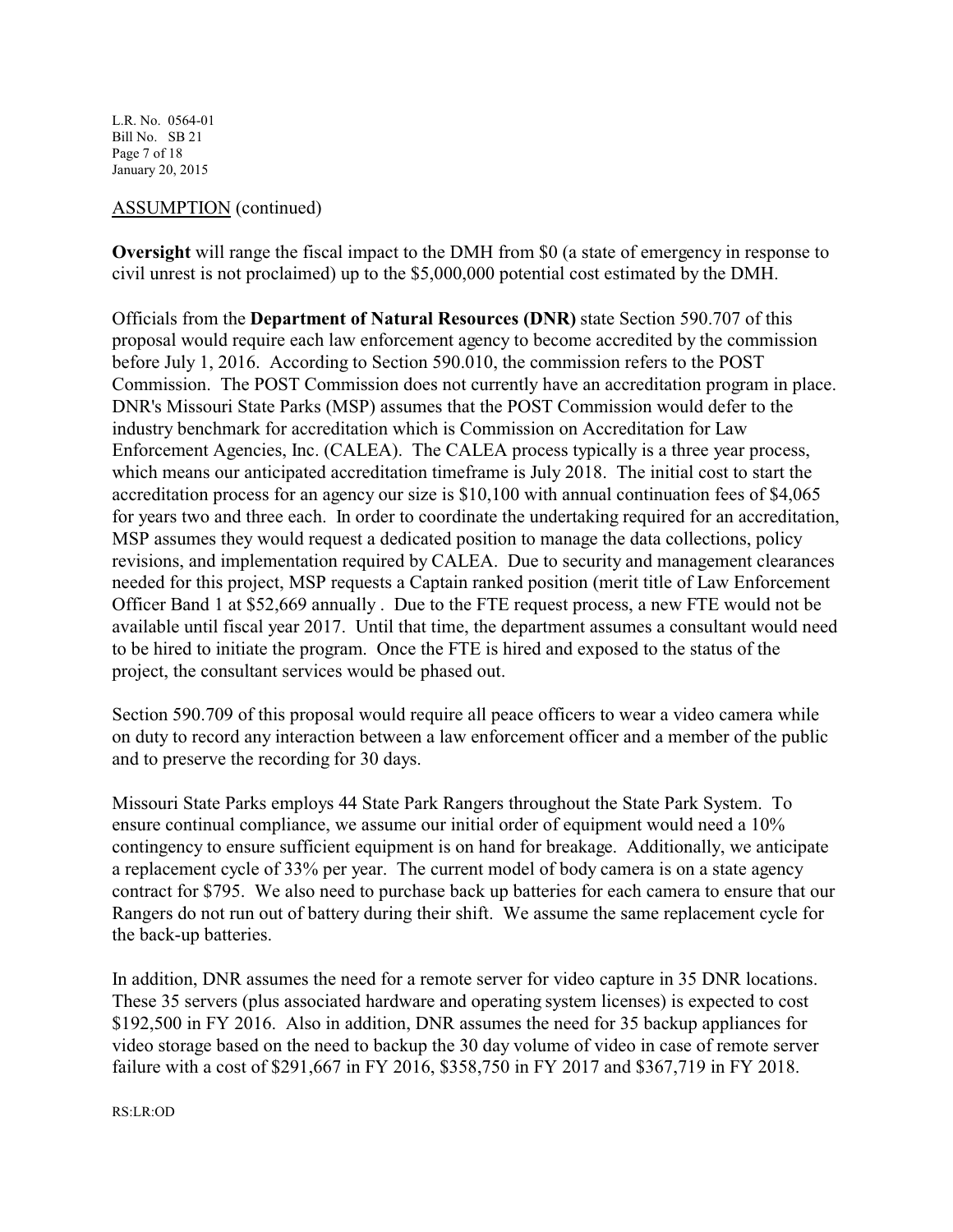ASSUMPTION (continued)

**Oversight** will range the fiscal impact to the DMH from $0 (a state of emergency in response to civil unrest is not proclaimed) up to the $5,000,000 potential cost estimated by the DMH.

Officials from the **Department of Natural Resources (DNR)** state Section 590.707 of this proposal would require each law enforcement agency to become accredited by the commission before July 1, 2016. According to Section 590.010, the commission refers to the POST Commission. The POST Commission does not currently have an accreditation program in place. DNR's Missouri State Parks (MSP) assumes that the POST Commission would defer to the industry benchmark for accreditation which is Commission on Accreditation for Law Enforcement Agencies, Inc. (CALEA). The CALEA process typically is a three year process, which means our anticipated accreditation timeframe is July 2018. The initial cost to start the accreditation process for an agency our size is $10,100 with annual continuation fees of $4,065 for years two and three each. In order to coordinate the undertaking required for an accreditation, MSP assumes they would request a dedicated position to manage the data collections, policy revisions, and implementation required by CALEA. Due to security and management clearances needed for this project, MSP requests a Captain ranked position (merit title of Law Enforcement Officer Band 1 at $52,669 annually . Due to the FTE request process, a new FTE would not be available until fiscal year 2017. Until that time, the department assumes a consultant would need to be hired to initiate the program. Once the FTE is hired and exposed to the status of the project, the consultant services would be phased out.

Section 590.709 of this proposal would require all peace officers to wear a video camera while on duty to record any interaction between a law enforcement officer and a member of the public and to preserve the recording for 30 days.

Missouri State Parks employs 44 State Park Rangers throughout the State Park System. To ensure continual compliance, we assume our initial order of equipment would need a 10% contingency to ensure sufficient equipment is on hand for breakage. Additionally, we anticipate a replacement cycle of 33% per year. The current model of body camera is on a state agency contract for $795. We also need to purchase back up batteries for each camera to ensure that our Rangers do not run out of battery during their shift. We assume the same replacement cycle for the back-up batteries.

In addition, DNR assumes the need for a remote server for video capture in 35 DNR locations. These 35 servers (plus associated hardware and operating system licenses) is expected to cost $192,500 in FY 2016. Also in addition, DNR assumes the need for 35 backup appliances for video storage based on the need to backup the 30 day volume of video in case of remote server failure with a cost of $291,667 in FY 2016, $358,750 in FY 2017 and $367,719 in FY 2018.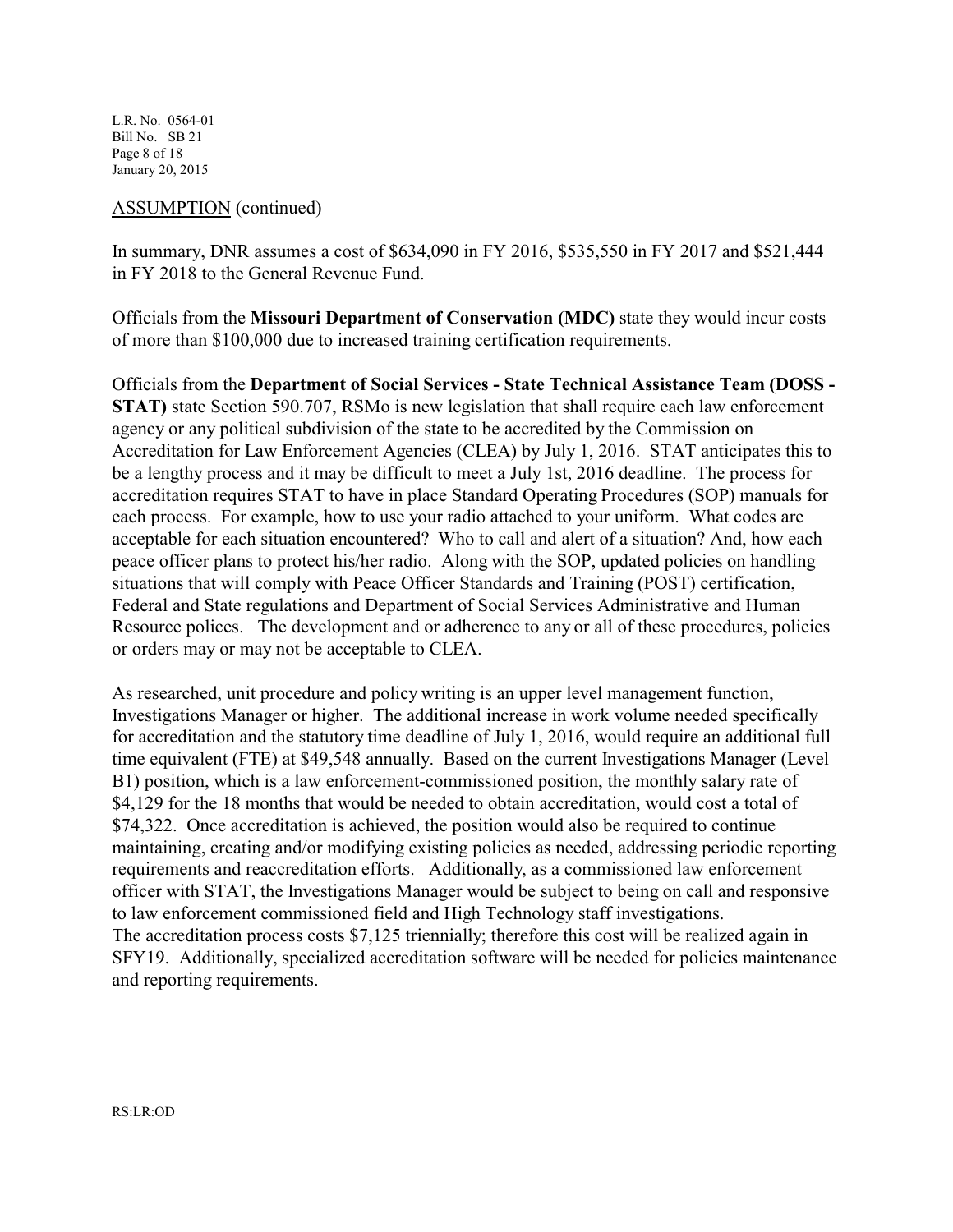ASSUMPTION (continued)

In summary, DNR assumes a cost of $634,090 in FY 2016, $535,550 in FY 2017 and $521,444 in FY 2018 to the General Revenue Fund.

Officials from the **Missouri Department of Conservation (MDC)** state they would incur costs of more than $100,000 due to increased training certification requirements.

Officials from the **Department of Social Services - State Technical Assistance Team (DOSS - STAT)** state Section 590.707, RSMo is new legislation that shall require each law enforcement agency or any political subdivision of the state to be accredited by the Commission on Accreditation for Law Enforcement Agencies (CLEA) by July 1, 2016. STAT anticipates this to be a lengthy process and it may be difficult to meet a July 1st, 2016 deadline. The process for accreditation requires STAT to have in place Standard Operating Procedures (SOP) manuals for each process. For example, how to use your radio attached to your uniform. What codes are acceptable for each situation encountered? Who to call and alert of a situation? And, how each peace officer plans to protect his/her radio. Along with the SOP, updated policies on handling situations that will comply with Peace Officer Standards and Training (POST) certification, Federal and State regulations and Department of Social Services Administrative and Human Resource polices. The development and or adherence to any or all of these procedures, policies or orders may or may not be acceptable to CLEA.

As researched, unit procedure and policy writing is an upper level management function, Investigations Manager or higher. The additional increase in work volume needed specifically for accreditation and the statutory time deadline of July 1, 2016, would require an additional full time equivalent (FTE) at $49,548 annually. Based on the current Investigations Manager (Level B1) position, which is a law enforcement-commissioned position, the monthly salary rate of $4,129 for the 18 months that would be needed to obtain accreditation, would cost a total of $74,322. Once accreditation is achieved, the position would also be required to continue maintaining, creating and/or modifying existing policies as needed, addressing periodic reporting requirements and reaccreditation efforts. Additionally, as a commissioned law enforcement officer with STAT, the Investigations Manager would be subject to being on call and responsive to law enforcement commissioned field and High Technology staff investigations.
The accreditation process costs $7,125 triennially; therefore this cost will be realized again in SFY19. Additionally, specialized accreditation software will be needed for policies maintenance and reporting requirements.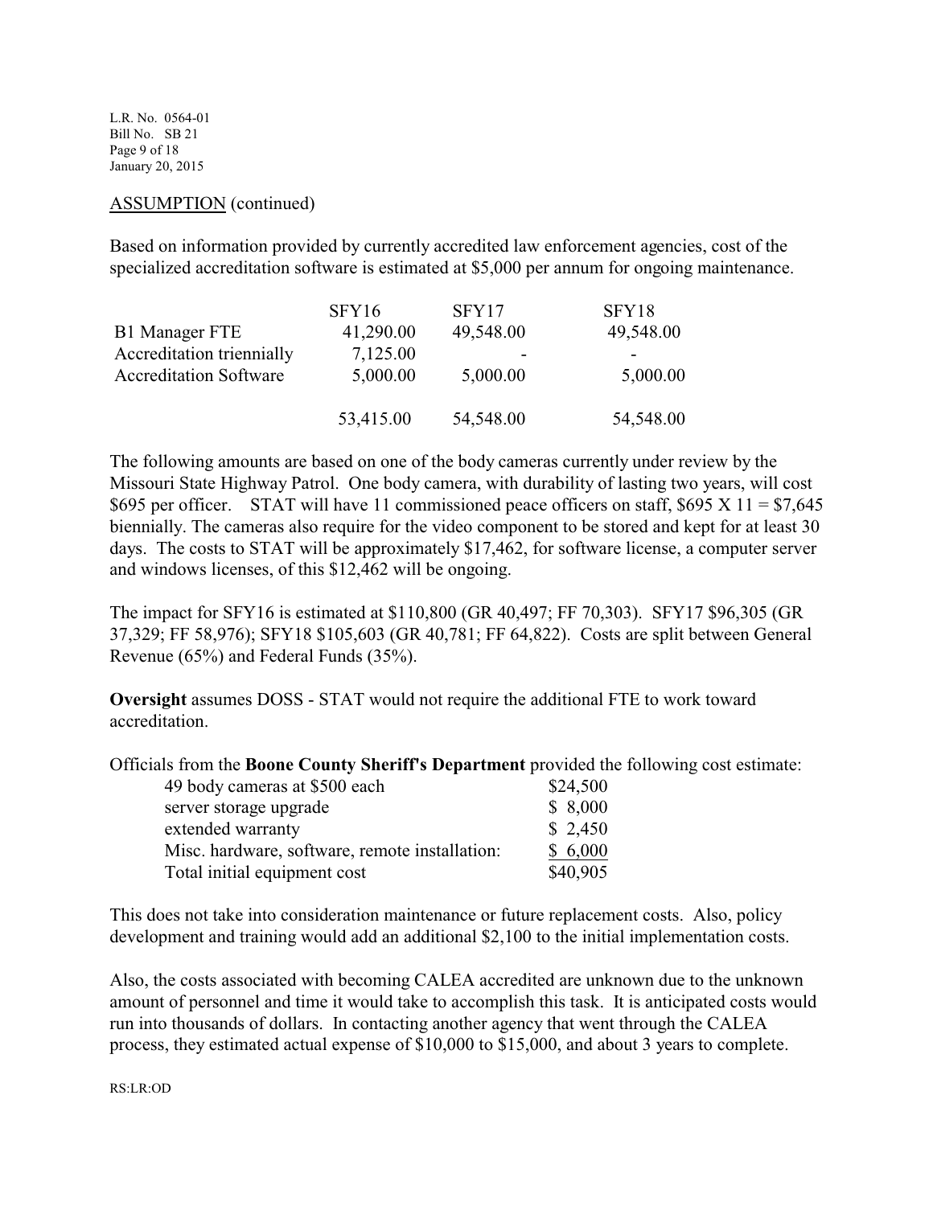ASSUMPTION (continued)

Based on information provided by currently accredited law enforcement agencies, cost of the specialized accreditation software is estimated at $5,000 per annum for ongoing maintenance.

| | SFY16 | SFY17 | SFY18 |
|---|---|---|---|
| B1 Manager FTE | 41,290.00 | 49,548.00 | 49,548.00 |
| Accreditation triennially | 7,125.00 | - | - |
| Accreditation Software | 5,000.00 | 5,000.00 | 5,000.00 |
| | 53,415.00 | 54,548.00 | 54,548.00 |

The following amounts are based on one of the body cameras currently under review by the Missouri State Highway Patrol. One body camera, with durability of lasting two years, will cost $695 per officer. STAT will have 11 commissioned peace officers on staff, $695 X 11 = $7,645 biennially. The cameras also require for the video component to be stored and kept for at least 30 days. The costs to STAT will be approximately $17,462, for software license, a computer server and windows licenses, of this $12,462 will be ongoing.

The impact for SFY16 is estimated at $110,800 (GR 40,497; FF 70,303). SFY17 $96,305 (GR 37,329; FF 58,976); SFY18 $105,603 (GR 40,781; FF 64,822). Costs are split between General Revenue (65%) and Federal Funds (35%).

**Oversight** assumes DOSS - STAT would not require the additional FTE to work toward accreditation.

Officials from the **Boone County Sheriff's Department** provided the following cost estimate:

| | |
|---|---|
| 49 body cameras at $500 each | $24,500 |
| server storage upgrade | $ 8,000 |
| extended warranty | $ 2,450 |
| Misc. hardware, software, remote installation: | $ 6,000 |
| Total initial equipment cost | $40,905 |

This does not take into consideration maintenance or future replacement costs. Also, policy development and training would add an additional $2,100 to the initial implementation costs.

Also, the costs associated with becoming CALEA accredited are unknown due to the unknown amount of personnel and time it would take to accomplish this task. It is anticipated costs would run into thousands of dollars. In contacting another agency that went through the CALEA process, they estimated actual expense of $10,000 to $15,000, and about 3 years to complete.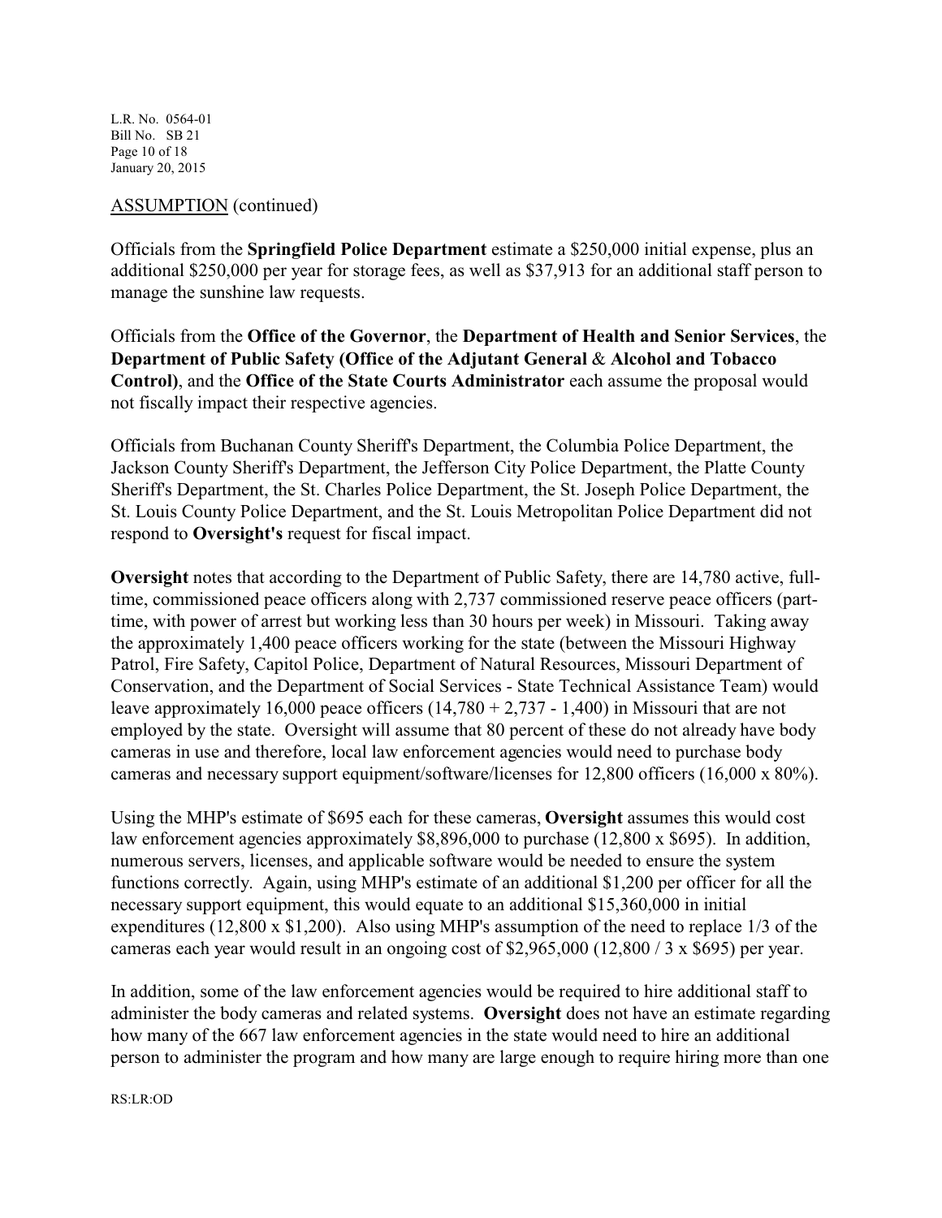ASSUMPTION (continued)

Officials from the **Springfield Police Department** estimate a $250,000 initial expense, plus an additional $250,000 per year for storage fees, as well as $37,913 for an additional staff person to manage the sunshine law requests.

Officials from the **Office of the Governor**, the **Department of Health and Senior Services**, the **Department of Public Safety (Office of the Adjutant General** & **Alcohol and Tobacco Control)**, and the **Office of the State Courts Administrator** each assume the proposal would not fiscally impact their respective agencies.

Officials from Buchanan County Sheriff's Department, the Columbia Police Department, the Jackson County Sheriff's Department, the Jefferson City Police Department, the Platte County Sheriff's Department, the St. Charles Police Department, the St. Joseph Police Department, the St. Louis County Police Department, and the St. Louis Metropolitan Police Department did not respond to **Oversight's** request for fiscal impact.

**Oversight** notes that according to the Department of Public Safety, there are 14,780 active, full-time, commissioned peace officers along with 2,737 commissioned reserve peace officers (part-time, with power of arrest but working less than 30 hours per week) in Missouri. Taking away the approximately 1,400 peace officers working for the state (between the Missouri Highway Patrol, Fire Safety, Capitol Police, Department of Natural Resources, Missouri Department of Conservation, and the Department of Social Services - State Technical Assistance Team) would leave approximately 16,000 peace officers (14,780 + 2,737 - 1,400) in Missouri that are not employed by the state. Oversight will assume that 80 percent of these do not already have body cameras in use and therefore, local law enforcement agencies would need to purchase body cameras and necessary support equipment/software/licenses for 12,800 officers (16,000 x 80%).

Using the MHP's estimate of $695 each for these cameras, **Oversight** assumes this would cost law enforcement agencies approximately $8,896,000 to purchase (12,800 x $695). In addition, numerous servers, licenses, and applicable software would be needed to ensure the system functions correctly. Again, using MHP's estimate of an additional $1,200 per officer for all the necessary support equipment, this would equate to an additional $15,360,000 in initial expenditures (12,800 x $1,200). Also using MHP's assumption of the need to replace 1/3 of the cameras each year would result in an ongoing cost of $2,965,000 (12,800 / 3 x $695) per year.

In addition, some of the law enforcement agencies would be required to hire additional staff to administer the body cameras and related systems. **Oversight** does not have an estimate regarding how many of the 667 law enforcement agencies in the state would need to hire an additional person to administer the program and how many are large enough to require hiring more than one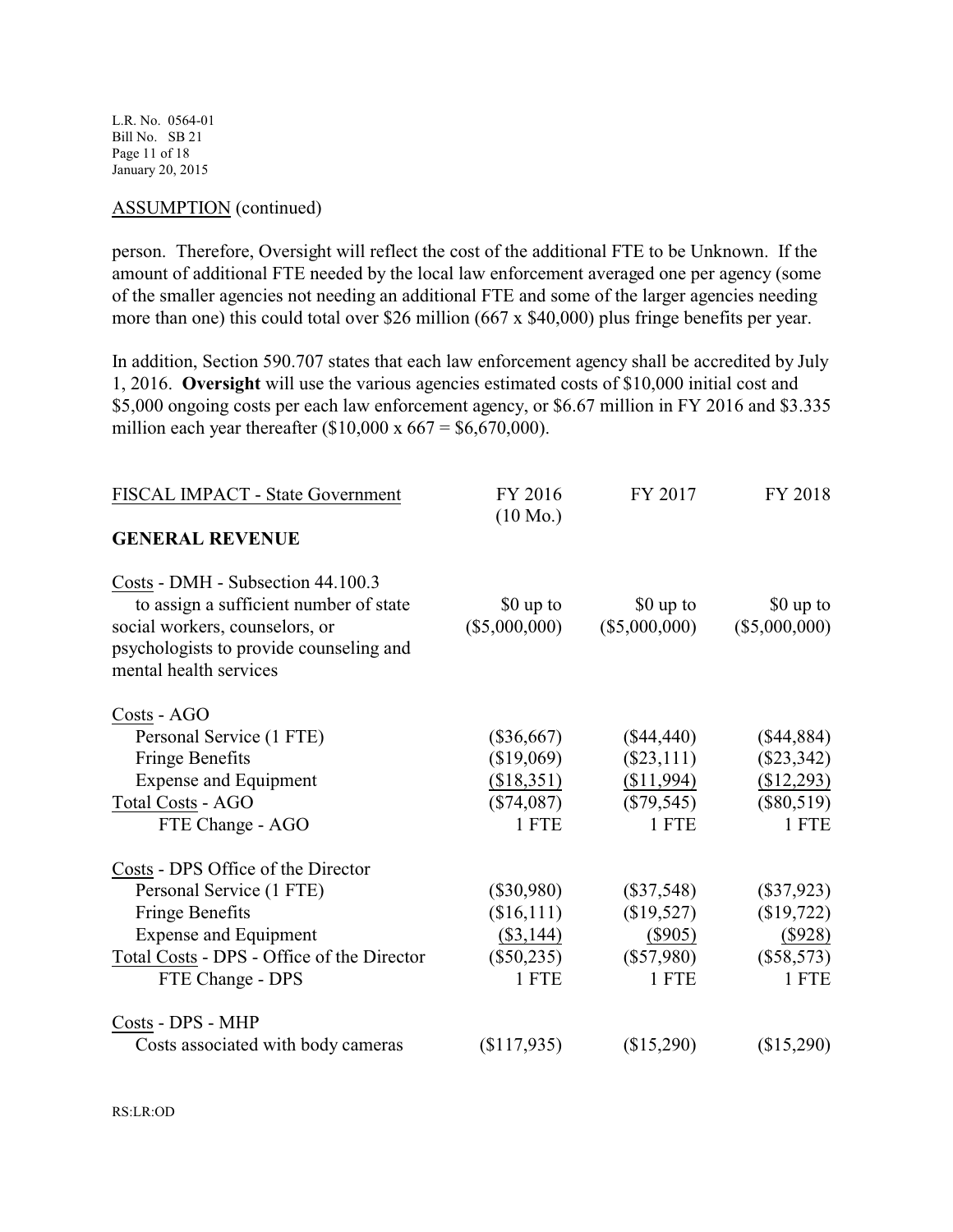ASSUMPTION (continued)

person. Therefore, Oversight will reflect the cost of the additional FTE to be Unknown. If the amount of additional FTE needed by the local law enforcement averaged one per agency (some of the smaller agencies not needing an additional FTE and some of the larger agencies needing more than one) this could total over $26 million (667 x $40,000) plus fringe benefits per year.

In addition, Section 590.707 states that each law enforcement agency shall be accredited by July 1, 2016. **Oversight** will use the various agencies estimated costs of $10,000 initial cost and $5,000 ongoing costs per each law enforcement agency, or $6.67 million in FY 2016 and $3.335 million each year thereafter ($10,000 x 667 = $6,670,000).

| FISCAL IMPACT - State Government | FY 2016 (10 Mo.) | FY 2017 | FY 2018 |
|---|---|---|---|
| **GENERAL REVENUE** | | | |
| Costs - DMH - Subsection 44.100.3 to assign a sufficient number of state social workers, counselors, or psychologists to provide counseling and mental health services | $0 up to ($5,000,000) | $0 up to ($5,000,000) | $0 up to ($5,000,000) |
| Costs - AGO | | | |
| Personal Service (1 FTE) | ($36,667) | ($44,440) | ($44,884) |
| Fringe Benefits | ($19,069) | ($23,111) | ($23,342) |
| Expense and Equipment | ($18,351) | ($11,994) | ($12,293) |
| Total Costs - AGO | ($74,087) | ($79,545) | ($80,519) |
| FTE Change - AGO | 1 FTE | 1 FTE | 1 FTE |
| Costs - DPS Office of the Director | | | |
| Personal Service (1 FTE) | ($30,980) | ($37,548) | ($37,923) |
| Fringe Benefits | ($16,111) | ($19,527) | ($19,722) |
| Expense and Equipment | ($3,144) | ($905) | ($928) |
| Total Costs - DPS - Office of the Director | ($50,235) | ($57,980) | ($58,573) |
| FTE Change - DPS | 1 FTE | 1 FTE | 1 FTE |
| Costs - DPS - MHP | | | |
| Costs associated with body cameras | ($117,935) | ($15,290) | ($15,290) |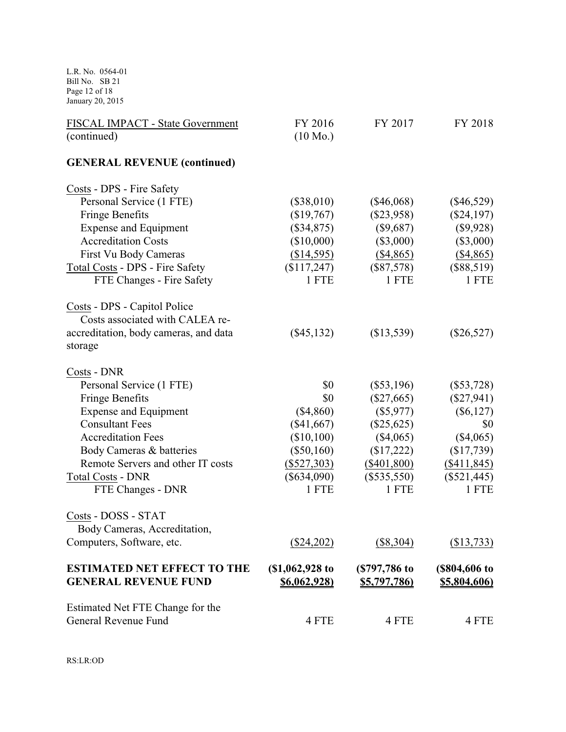| FISCAL IMPACT - State Government (continued) | FY 2016 (10 Mo.) | FY 2017 | FY 2018 |
|---|---|---|---|
| **GENERAL REVENUE (continued)** | | | |
| Costs - DPS - Fire Safety | | | |
| Personal Service (1 FTE) | ($38,010) | ($46,068) | ($46,529) |
| Fringe Benefits | ($19,767) | ($23,958) | ($24,197) |
| Expense and Equipment | ($34,875) | ($9,687) | ($9,928) |
| Accreditation Costs | ($10,000) | ($3,000) | ($3,000) |
| First Vu Body Cameras | ($14,595) | ($4,865) | ($4,865) |
| Total Costs - DPS - Fire Safety | ($117,247) | ($87,578) | ($88,519) |
| FTE Changes - Fire Safety | 1 FTE | 1 FTE | 1 FTE |
| Costs - DPS - Capitol Police | | | |
| Costs associated with CALEA re-accreditation, body cameras, and data storage | ($45,132) | ($13,539) | ($26,527) |
| Costs - DNR | | | |
| Personal Service (1 FTE) | $0 | ($53,196) | ($53,728) |
| Fringe Benefits | $0 | ($27,665) | ($27,941) |
| Expense and Equipment | ($4,860) | ($5,977) | ($6,127) |
| Consultant Fees | ($41,667) | ($25,625) | $0 |
| Accreditation Fees | ($10,100) | ($4,065) | ($4,065) |
| Body Cameras & batteries | ($50,160) | ($17,222) | ($17,739) |
| Remote Servers and other IT costs | ($527,303) | ($401,800) | ($411,845) |
| Total Costs - DNR | ($634,090) | ($535,550) | ($521,445) |
| FTE Changes - DNR | 1 FTE | 1 FTE | 1 FTE |
| Costs - DOSS - STAT | | | |
| Body Cameras, Accreditation, Computers, Software, etc. | ($24,202) | ($8,304) | ($13,733) |
| **ESTIMATED NET EFFECT TO THE GENERAL REVENUE FUND** | **($1,062,928 to $6,062,928)** | **($797,786 to $5,797,786)** | **($804,606 to $5,804,606)** |
| Estimated Net FTE Change for the General Revenue Fund | 4 FTE | 4 FTE | 4 FTE |

RS:LR:OD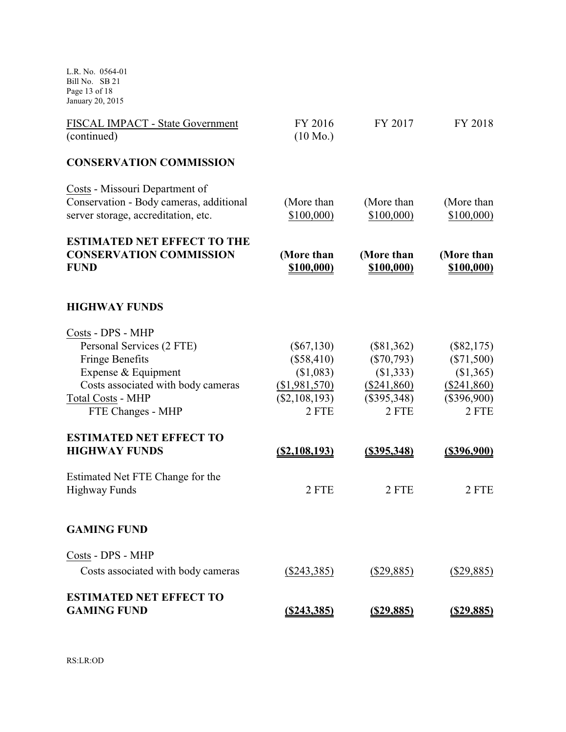| FISCAL IMPACT - State Government (continued) | FY 2016 (10 Mo.) | FY 2017 | FY 2018 |
|---|---|---|---|
| **CONSERVATION COMMISSION** | | | |
| Costs - Missouri Department of Conservation - Body cameras, additional server storage, accreditation, etc. | (More than $100,000) | (More than $100,000) | (More than $100,000) |
| **ESTIMATED NET EFFECT TO THE CONSERVATION COMMISSION FUND** | **(More than $100,000)** | **(More than $100,000)** | **(More than $100,000)** |
| **HIGHWAY FUNDS** | | | |
| Costs - DPS - MHP | | | |
| Personal Services (2 FTE) | ($67,130) | ($81,362) | ($82,175) |
| Fringe Benefits | ($58,410) | ($70,793) | ($71,500) |
| Expense & Equipment | ($1,083) | ($1,333) | ($1,365) |
| Costs associated with body cameras | ($1,981,570) | ($241,860) | ($241,860) |
| Total Costs - MHP | ($2,108,193) | ($395,348) | ($396,900) |
| FTE Changes - MHP | 2 FTE | 2 FTE | 2 FTE |
| **ESTIMATED NET EFFECT TO HIGHWAY FUNDS** | **($2,108,193)** | **($395,348)** | **($396,900)** |
| Estimated Net FTE Change for the Highway Funds | 2 FTE | 2 FTE | 2 FTE |
| **GAMING FUND** | | | |
| Costs - DPS - MHP | | | |
| Costs associated with body cameras | ($243,385) | ($29,885) | ($29,885) |
| **ESTIMATED NET EFFECT TO GAMING FUND** | **($243,385)** | **($29,885)** | **($29,885)** |

RS:LR:OD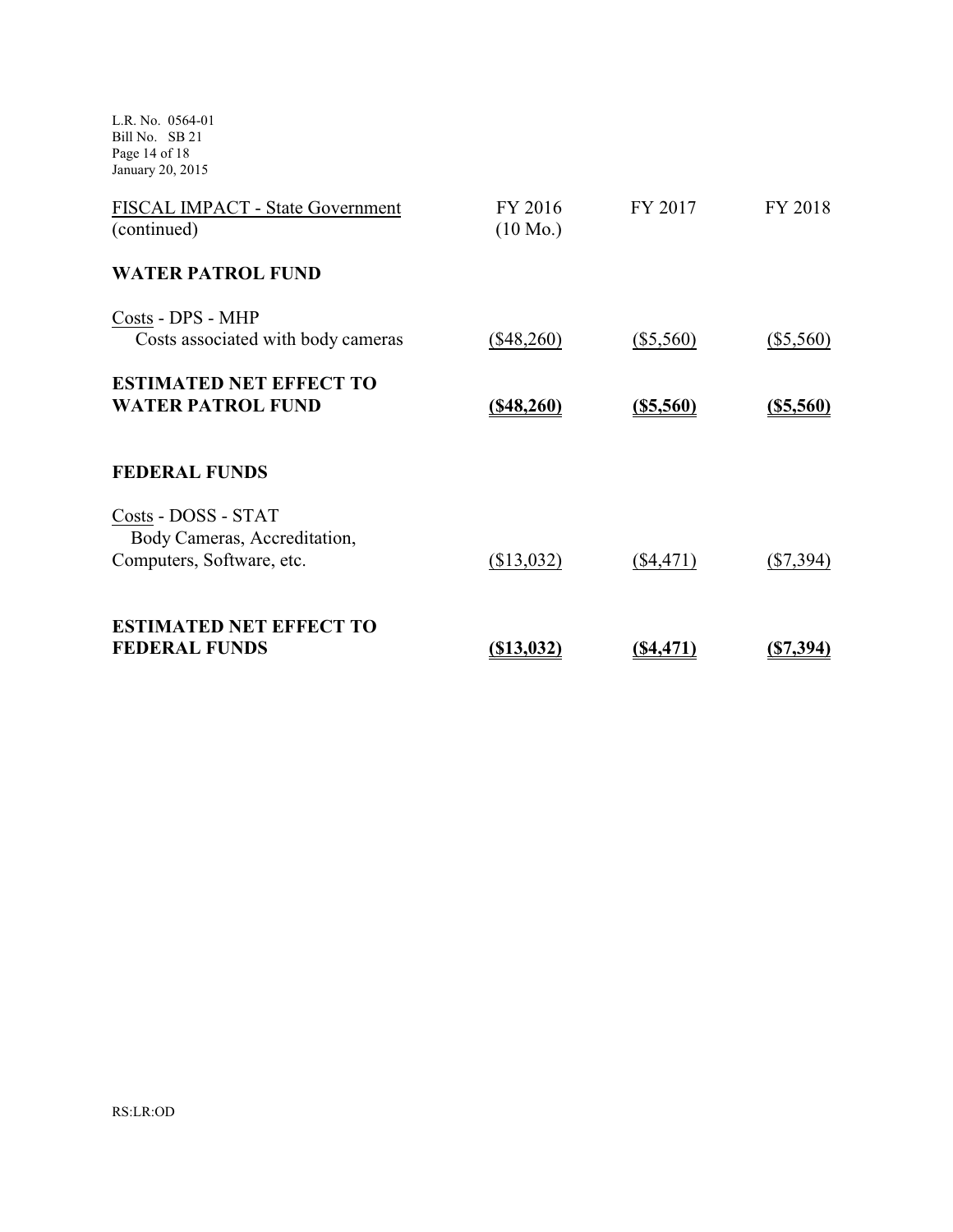| FISCAL IMPACT - State Government (continued) | FY 2016 (10 Mo.) | FY 2017 | FY 2018 |
|---|---|---|---|
| **WATER PATROL FUND** | | | |
| Costs - DPS - MHP | | | |
| Costs associated with body cameras | ($48,260) | ($5,560) | ($5,560) |
| **ESTIMATED NET EFFECT TO WATER PATROL FUND** | **($48,260)** | **($5,560)** | **($5,560)** |
| **FEDERAL FUNDS** | | | |
| Costs - DOSS - STAT | | | |
| Body Cameras, Accreditation, Computers, Software, etc. | ($13,032) | ($4,471) | ($7,394) |
| **ESTIMATED NET EFFECT TO FEDERAL FUNDS** | **($13,032)** | **($4,471)** | **($7,394)** |

RS:LR:OD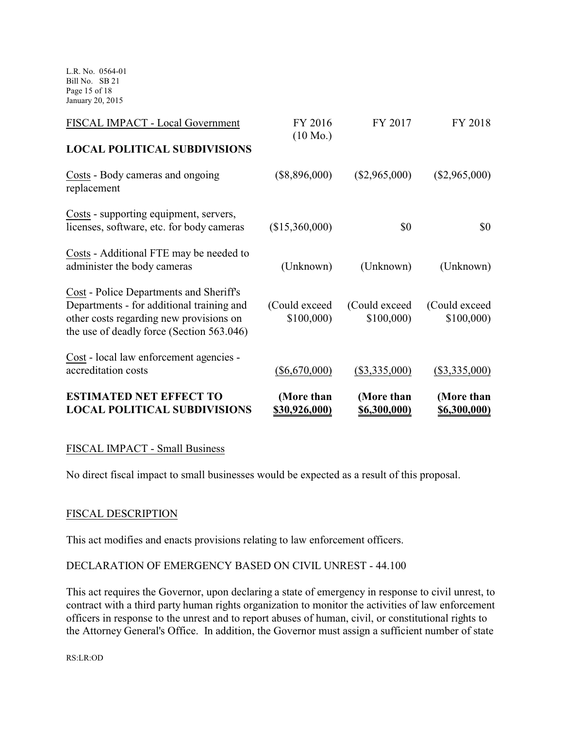| FISCAL IMPACT - Local Government | FY 2016 (10 Mo.) | FY 2017 | FY 2018 |
|---|---|---|---|
| **LOCAL POLITICAL SUBDIVISIONS** | | | |
| Costs - Body cameras and ongoing replacement | ($8,896,000) | ($2,965,000) | ($2,965,000) |
| Costs - supporting equipment, servers, licenses, software, etc. for body cameras | ($15,360,000) | $0 | $0 |
| Costs - Additional FTE may be needed to administer the body cameras | (Unknown) | (Unknown) | (Unknown) |
| Cost - Police Departments and Sheriff's Departments - for additional training and other costs regarding new provisions on the use of deadly force (Section 563.046) | (Could exceed $100,000) | (Could exceed $100,000) | (Could exceed $100,000) |
| Cost - local law enforcement agencies - accreditation costs | ($6,670,000) | ($3,335,000) | ($3,335,000) |
| **ESTIMATED NET EFFECT TO LOCAL POLITICAL SUBDIVISIONS** | **(More than $30,926,000)** | **(More than $6,300,000)** | **(More than $6,300,000)** |

FISCAL IMPACT - Small Business

No direct fiscal impact to small businesses would be expected as a result of this proposal.

FISCAL DESCRIPTION

This act modifies and enacts provisions relating to law enforcement officers.

DECLARATION OF EMERGENCY BASED ON CIVIL UNREST - 44.100

This act requires the Governor, upon declaring a state of emergency in response to civil unrest, to contract with a third party human rights organization to monitor the activities of law enforcement officers in response to the unrest and to report abuses of human, civil, or constitutional rights to the Attorney General's Office. In addition, the Governor must assign a sufficient number of state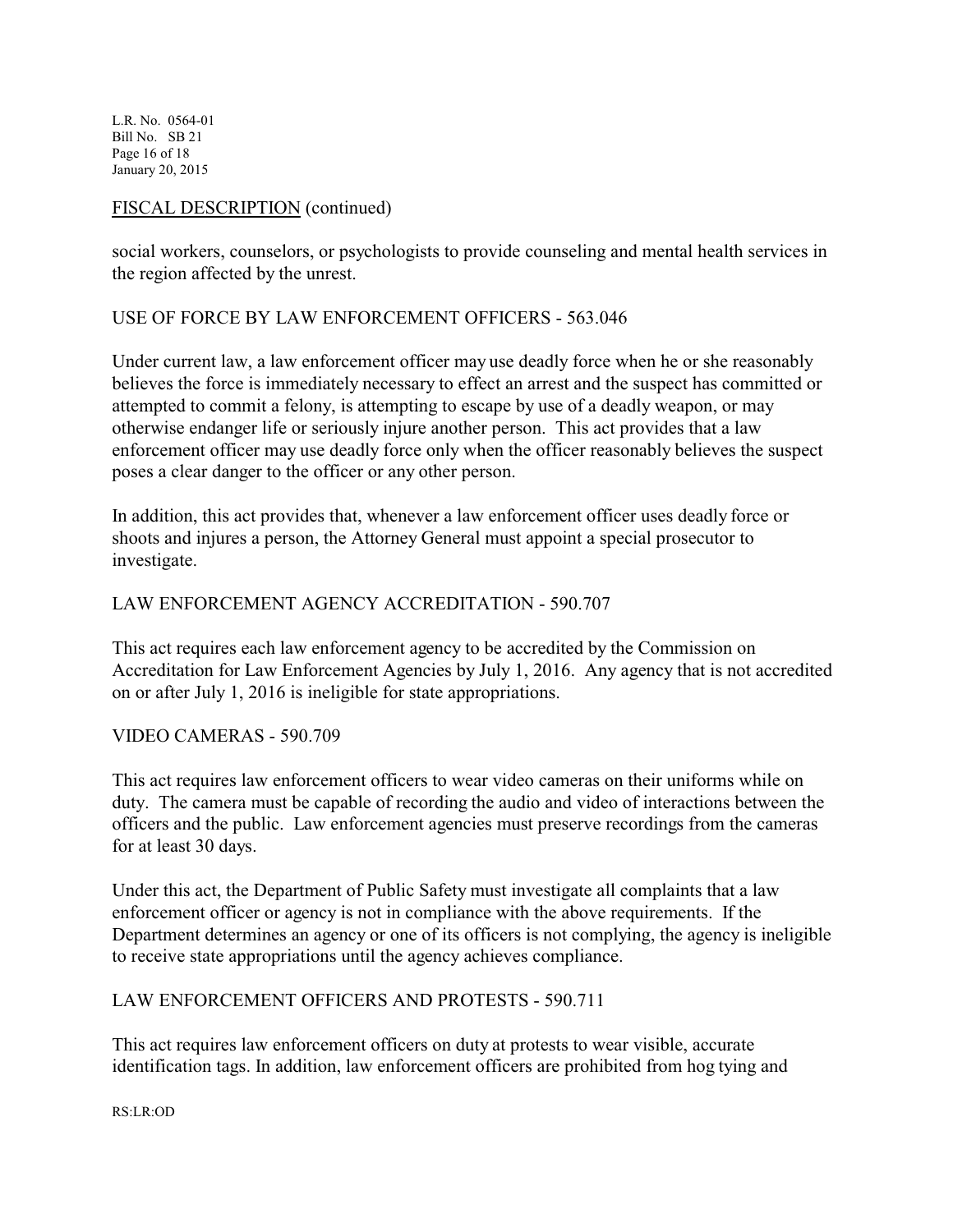## FISCAL DESCRIPTION (continued)

social workers, counselors, or psychologists to provide counseling and mental health services in the region affected by the unrest.

USE OF FORCE BY LAW ENFORCEMENT OFFICERS - 563.046

Under current law, a law enforcement officer may use deadly force when he or she reasonably believes the force is immediately necessary to effect an arrest and the suspect has committed or attempted to commit a felony, is attempting to escape by use of a deadly weapon, or may otherwise endanger life or seriously injure another person. This act provides that a law enforcement officer may use deadly force only when the officer reasonably believes the suspect poses a clear danger to the officer or any other person.

In addition, this act provides that, whenever a law enforcement officer uses deadly force or shoots and injures a person, the Attorney General must appoint a special prosecutor to investigate.

LAW ENFORCEMENT AGENCY ACCREDITATION - 590.707

This act requires each law enforcement agency to be accredited by the Commission on Accreditation for Law Enforcement Agencies by July 1, 2016. Any agency that is not accredited on or after July 1, 2016 is ineligible for state appropriations.

VIDEO CAMERAS - 590.709

This act requires law enforcement officers to wear video cameras on their uniforms while on duty. The camera must be capable of recording the audio and video of interactions between the officers and the public. Law enforcement agencies must preserve recordings from the cameras for at least 30 days.

Under this act, the Department of Public Safety must investigate all complaints that a law enforcement officer or agency is not in compliance with the above requirements. If the Department determines an agency or one of its officers is not complying, the agency is ineligible to receive state appropriations until the agency achieves compliance.

LAW ENFORCEMENT OFFICERS AND PROTESTS - 590.711

This act requires law enforcement officers on duty at protests to wear visible, accurate identification tags. In addition, law enforcement officers are prohibited from hog tying and

RS:LR:OD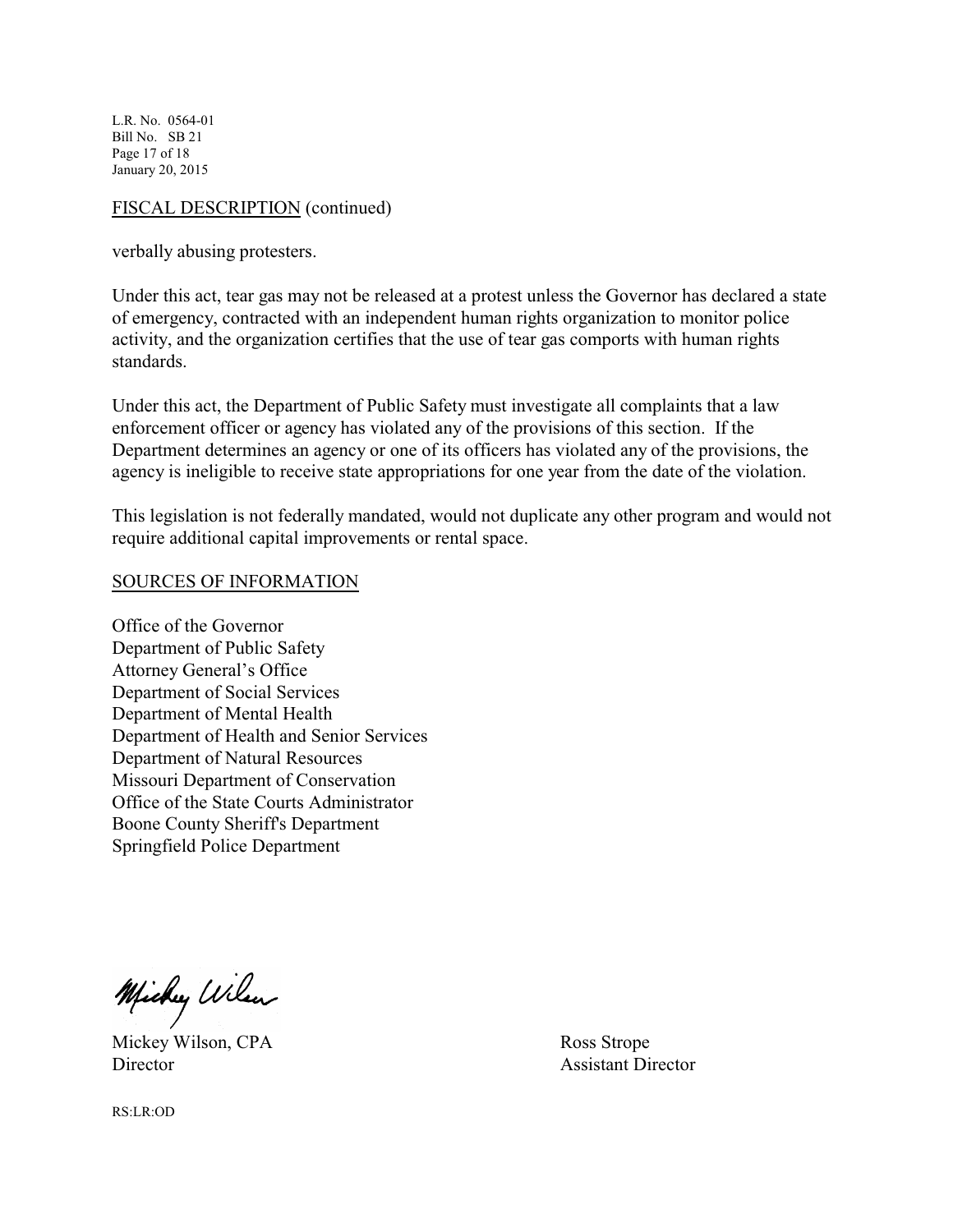FISCAL DESCRIPTION (continued)

verbally abusing protesters.

Under this act, tear gas may not be released at a protest unless the Governor has declared a state of emergency, contracted with an independent human rights organization to monitor police activity, and the organization certifies that the use of tear gas comports with human rights standards.

Under this act, the Department of Public Safety must investigate all complaints that a law enforcement officer or agency has violated any of the provisions of this section. If the Department determines an agency or one of its officers has violated any of the provisions, the agency is ineligible to receive state appropriations for one year from the date of the violation.

This legislation is not federally mandated, would not duplicate any other program and would not require additional capital improvements or rental space.

SOURCES OF INFORMATION

Office of the Governor
Department of Public Safety
Attorney General's Office
Department of Social Services
Department of Mental Health
Department of Health and Senior Services
Department of Natural Resources
Missouri Department of Conservation
Office of the State Courts Administrator
Boone County Sheriff's Department
Springfield Police Department

Mickey Wilson, CPA
Director

Ross Strope
Assistant Director

RS:LR:OD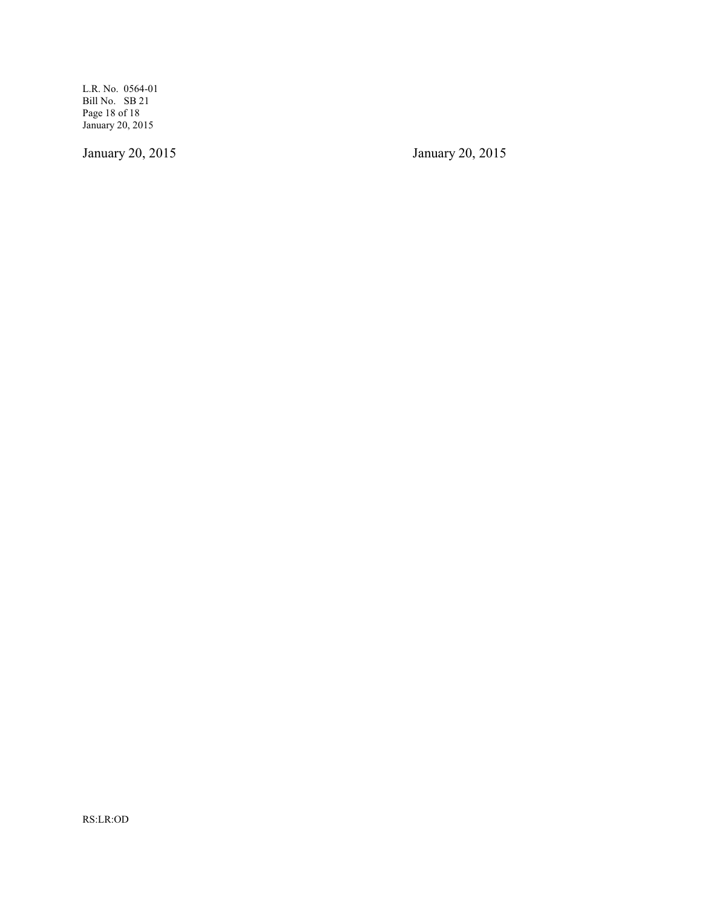January 20, 2015 January 20, 2015

RS:LR:OD